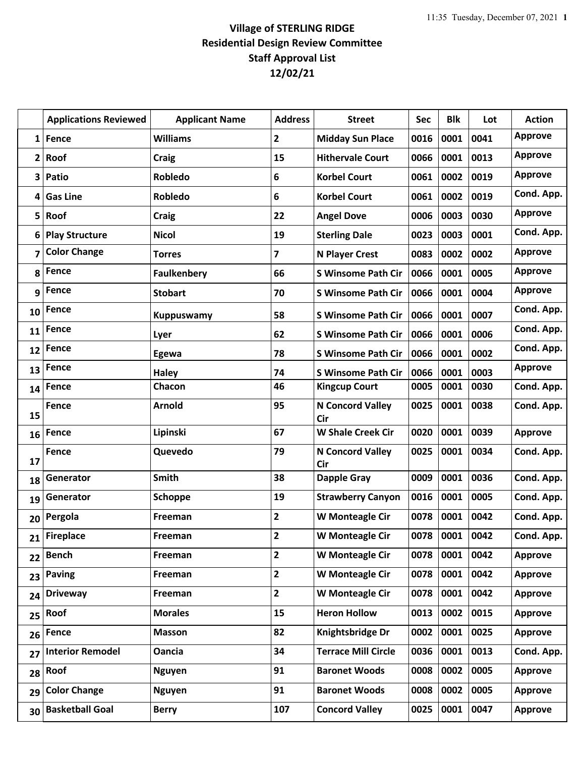# Village of STERLING RIDGE
## Residential Design Review Committee
## Staff Approval List
## 12/02/21

| | Applications Reviewed | Applicant Name | Address | Street | Sec | Blk | Lot | Action |
|---|---|---|---|---|---|---|---|---|
| 1 | Fence | Williams | 2 | Midday Sun Place | 0016 | 0001 | 0041 | Approve |
| 2 | Roof | Craig | 15 | Hithervale Court | 0066 | 0001 | 0013 | Approve |
| 3 | Patio | Robledo | 6 | Korbel Court | 0061 | 0002 | 0019 | Approve |
| 4 | Gas Line | Robledo | 6 | Korbel Court | 0061 | 0002 | 0019 | Cond. App. |
| 5 | Roof | Craig | 22 | Angel Dove | 0006 | 0003 | 0030 | Approve |
| 6 | Play Structure | Nicol | 19 | Sterling Dale | 0023 | 0003 | 0001 | Cond. App. |
| 7 | Color Change | Torres | 7 | N Player Crest | 0083 | 0002 | 0002 | Approve |
| 8 | Fence | Faulkenbery | 66 | S Winsome Path Cir | 0066 | 0001 | 0005 | Approve |
| 9 | Fence | Stobart | 70 | S Winsome Path Cir | 0066 | 0001 | 0004 | Approve |
| 10 | Fence | Kuppuswamy | 58 | S Winsome Path Cir | 0066 | 0001 | 0007 | Cond. App. |
| 11 | Fence | Lyer | 62 | S Winsome Path Cir | 0066 | 0001 | 0006 | Cond. App. |
| 12 | Fence | Egewa | 78 | S Winsome Path Cir | 0066 | 0001 | 0002 | Cond. App. |
| 13 | Fence | Haley | 74 | S Winsome Path Cir | 0066 | 0001 | 0003 | Approve |
| 14 | Fence | Chacon | 46 | Kingcup Court | 0005 | 0001 | 0030 | Cond. App. |
| 15 | Fence | Arnold | 95 | N Concord Valley Cir | 0025 | 0001 | 0038 | Cond. App. |
| 16 | Fence | Lipinski | 67 | W Shale Creek Cir | 0020 | 0001 | 0039 | Approve |
| 17 | Fence | Quevedo | 79 | N Concord Valley Cir | 0025 | 0001 | 0034 | Cond. App. |
| 18 | Generator | Smith | 38 | Dapple Gray | 0009 | 0001 | 0036 | Cond. App. |
| 19 | Generator | Schoppe | 19 | Strawberry Canyon | 0016 | 0001 | 0005 | Cond. App. |
| 20 | Pergola | Freeman | 2 | W Monteagle Cir | 0078 | 0001 | 0042 | Cond. App. |
| 21 | Fireplace | Freeman | 2 | W Monteagle Cir | 0078 | 0001 | 0042 | Cond. App. |
| 22 | Bench | Freeman | 2 | W Monteagle Cir | 0078 | 0001 | 0042 | Approve |
| 23 | Paving | Freeman | 2 | W Monteagle Cir | 0078 | 0001 | 0042 | Approve |
| 24 | Driveway | Freeman | 2 | W Monteagle Cir | 0078 | 0001 | 0042 | Approve |
| 25 | Roof | Morales | 15 | Heron Hollow | 0013 | 0002 | 0015 | Approve |
| 26 | Fence | Masson | 82 | Knightsbridge Dr | 0002 | 0001 | 0025 | Approve |
| 27 | Interior Remodel | Oancia | 34 | Terrace Mill Circle | 0036 | 0001 | 0013 | Cond. App. |
| 28 | Roof | Nguyen | 91 | Baronet Woods | 0008 | 0002 | 0005 | Approve |
| 29 | Color Change | Nguyen | 91 | Baronet Woods | 0008 | 0002 | 0005 | Approve |
| 30 | Basketball Goal | Berry | 107 | Concord Valley | 0025 | 0001 | 0047 | Approve |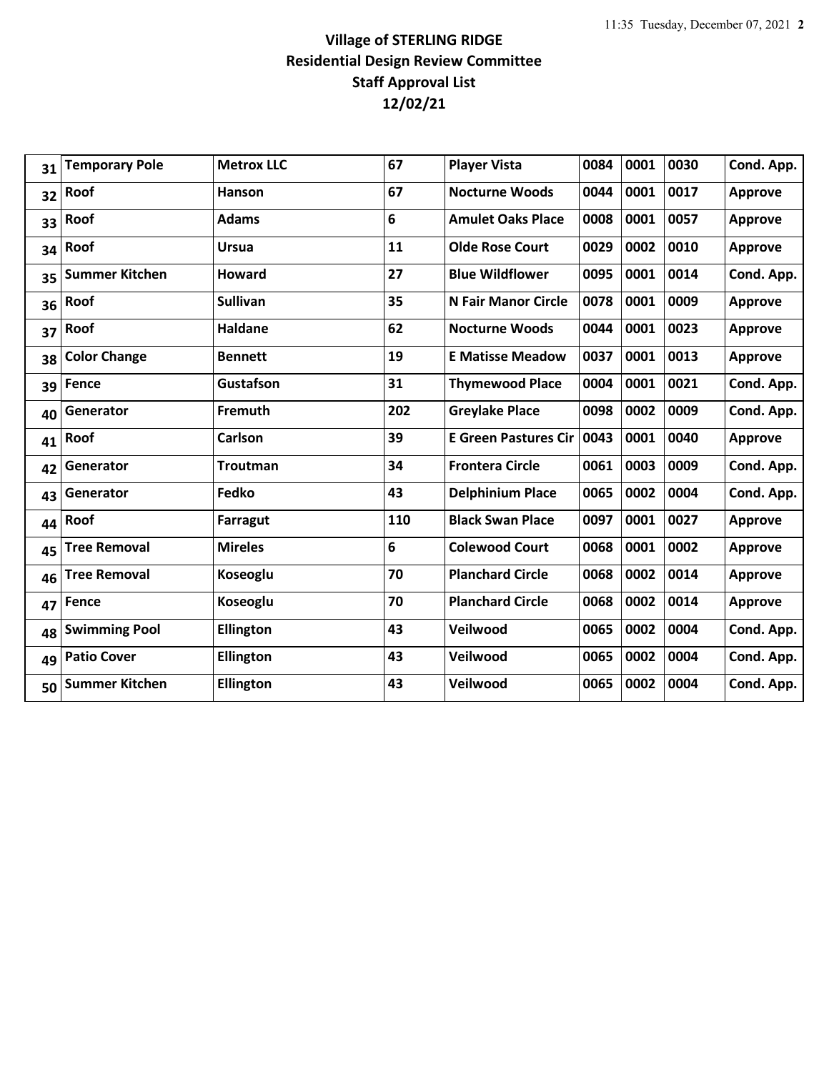**Village of STERLING RIDGE**
**Residential Design Review Committee**
**Staff Approval List**
**12/02/21**

| | | | | | | | | |
|---|---|---|---|---|---|---|---|---|
| 31 | Temporary Pole | Metrox LLC | 67 | Player Vista | 0084 | 0001 | 0030 | Cond. App. |
| 32 | Roof | Hanson | 67 | Nocturne Woods | 0044 | 0001 | 0017 | Approve |
| 33 | Roof | Adams | 6 | Amulet Oaks Place | 0008 | 0001 | 0057 | Approve |
| 34 | Roof | Ursua | 11 | Olde Rose Court | 0029 | 0002 | 0010 | Approve |
| 35 | Summer Kitchen | Howard | 27 | Blue Wildflower | 0095 | 0001 | 0014 | Cond. App. |
| 36 | Roof | Sullivan | 35 | N Fair Manor Circle | 0078 | 0001 | 0009 | Approve |
| 37 | Roof | Haldane | 62 | Nocturne Woods | 0044 | 0001 | 0023 | Approve |
| 38 | Color Change | Bennett | 19 | E Matisse Meadow | 0037 | 0001 | 0013 | Approve |
| 39 | Fence | Gustafson | 31 | Thymewood Place | 0004 | 0001 | 0021 | Cond. App. |
| 40 | Generator | Fremuth | 202 | Greylake Place | 0098 | 0002 | 0009 | Cond. App. |
| 41 | Roof | Carlson | 39 | E Green Pastures Cir | 0043 | 0001 | 0040 | Approve |
| 42 | Generator | Troutman | 34 | Frontera Circle | 0061 | 0003 | 0009 | Cond. App. |
| 43 | Generator | Fedko | 43 | Delphinium Place | 0065 | 0002 | 0004 | Cond. App. |
| 44 | Roof | Farragut | 110 | Black Swan Place | 0097 | 0001 | 0027 | Approve |
| 45 | Tree Removal | Mireles | 6 | Colewood Court | 0068 | 0001 | 0002 | Approve |
| 46 | Tree Removal | Koseoglu | 70 | Planchard Circle | 0068 | 0002 | 0014 | Approve |
| 47 | Fence | Koseoglu | 70 | Planchard Circle | 0068 | 0002 | 0014 | Approve |
| 48 | Swimming Pool | Ellington | 43 | Veilwood | 0065 | 0002 | 0004 | Cond. App. |
| 49 | Patio Cover | Ellington | 43 | Veilwood | 0065 | 0002 | 0004 | Cond. App. |
| 50 | Summer Kitchen | Ellington | 43 | Veilwood | 0065 | 0002 | 0004 | Cond. App. |